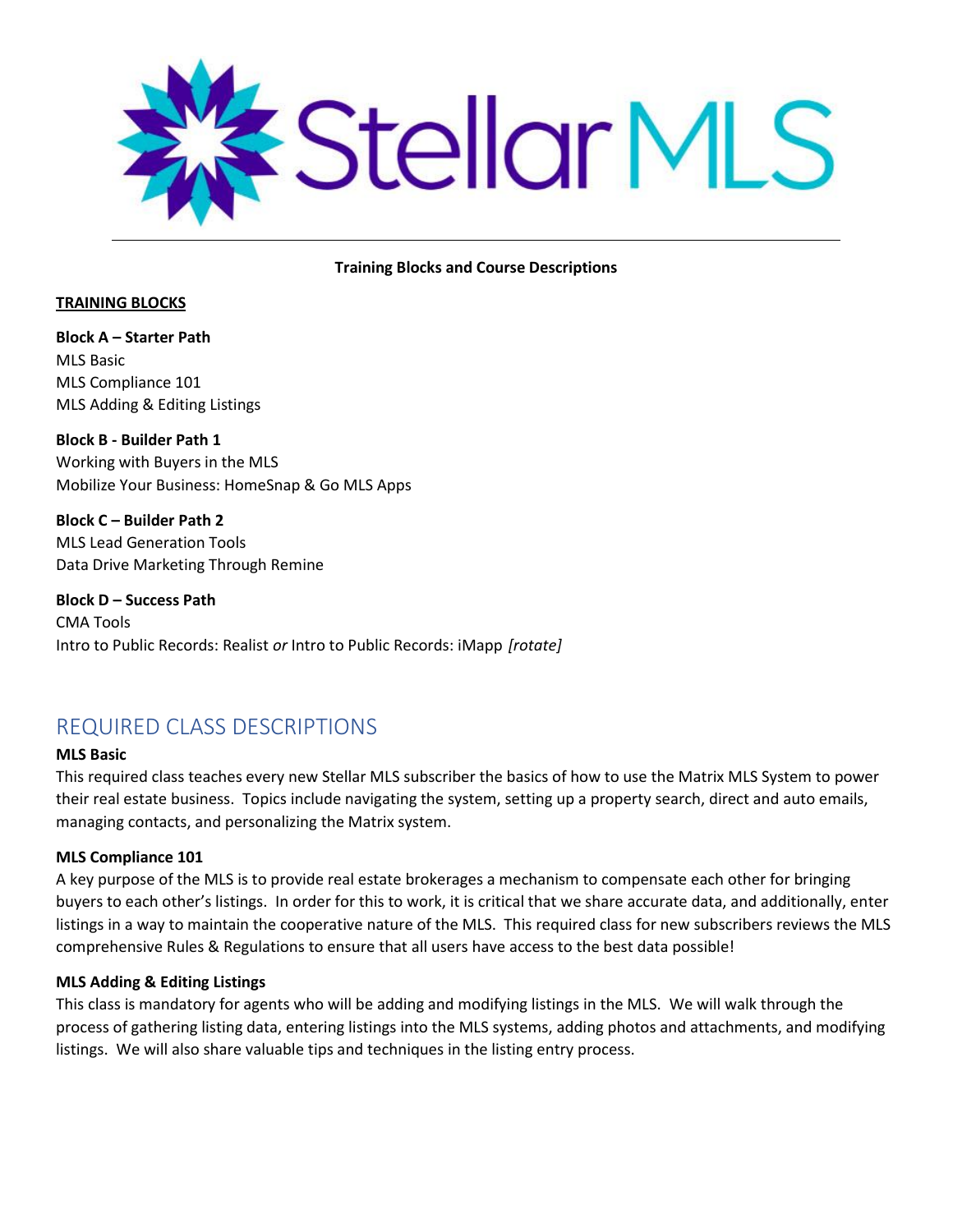# Stellar MLS

**Training Blocks and Course Descriptions**

**TRAINING BLOCKS**

**Block A – Starter Path**
MLS Basic
MLS Compliance 101
MLS Adding & Editing Listings

**Block B - Builder Path 1**
Working with Buyers in the MLS
Mobilize Your Business: HomeSnap & Go MLS Apps

**Block C – Builder Path 2**
MLS Lead Generation Tools
Data Drive Marketing Through Remine

**Block D – Success Path**
CMA Tools
Intro to Public Records: Realist *or* Intro to Public Records: iMapp *[rotate]*

## REQUIRED CLASS DESCRIPTIONS

**MLS Basic**
This required class teaches every new Stellar MLS subscriber the basics of how to use the Matrix MLS System to power their real estate business. Topics include navigating the system, setting up a property search, direct and auto emails, managing contacts, and personalizing the Matrix system.

**MLS Compliance 101**
A key purpose of the MLS is to provide real estate brokerages a mechanism to compensate each other for bringing buyers to each other's listings. In order for this to work, it is critical that we share accurate data, and additionally, enter listings in a way to maintain the cooperative nature of the MLS. This required class for new subscribers reviews the MLS comprehensive Rules & Regulations to ensure that all users have access to the best data possible!

**MLS Adding & Editing Listings**
This class is mandatory for agents who will be adding and modifying listings in the MLS. We will walk through the process of gathering listing data, entering listings into the MLS systems, adding photos and attachments, and modifying listings. We will also share valuable tips and techniques in the listing entry process.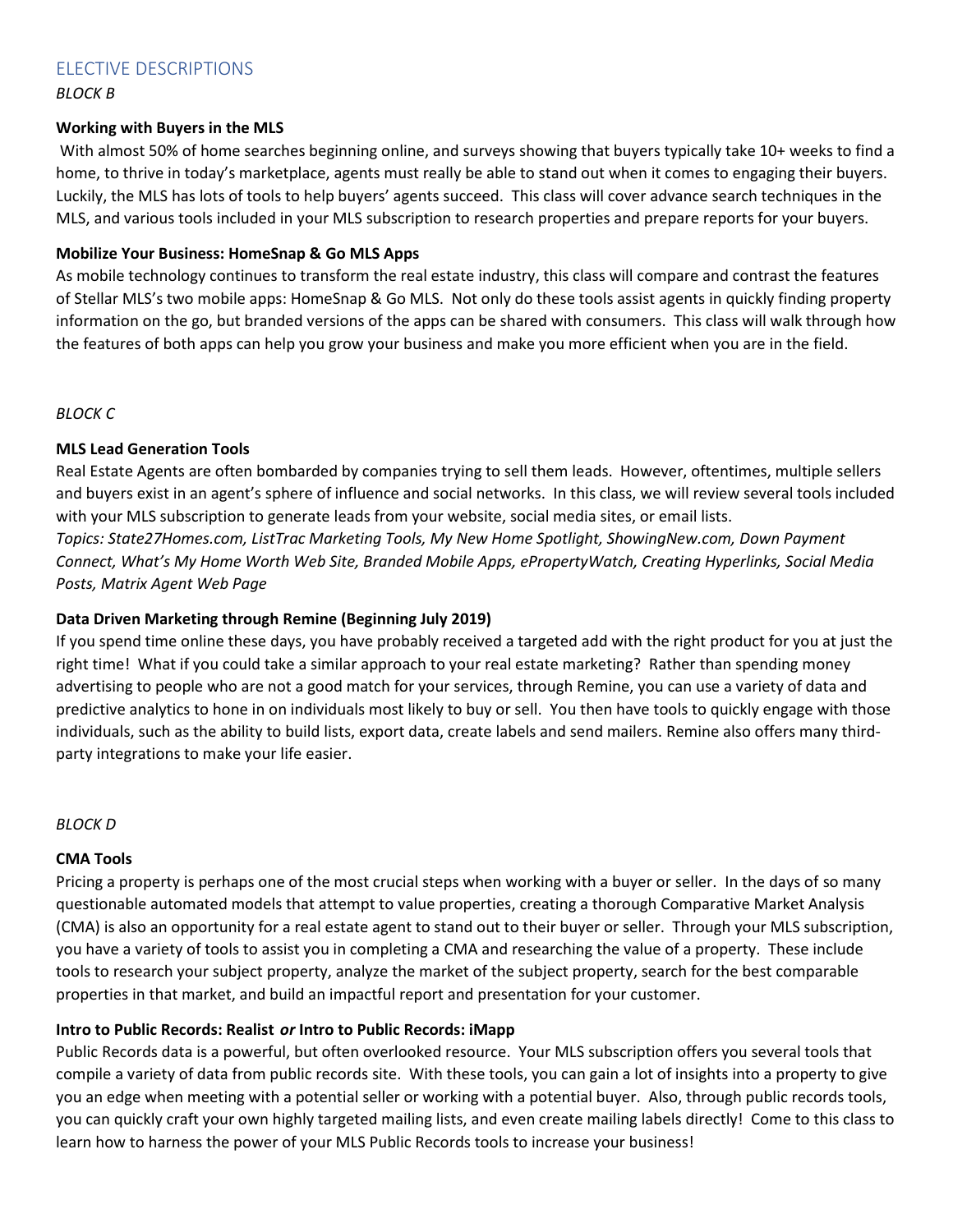## ELECTIVE DESCRIPTIONS

*BLOCK B*

**Working with Buyers in the MLS**

With almost 50% of home searches beginning online, and surveys showing that buyers typically take 10+ weeks to find a home, to thrive in today's marketplace, agents must really be able to stand out when it comes to engaging their buyers. Luckily, the MLS has lots of tools to help buyers' agents succeed. This class will cover advance search techniques in the MLS, and various tools included in your MLS subscription to research properties and prepare reports for your buyers.

**Mobilize Your Business: HomeSnap & Go MLS Apps**

As mobile technology continues to transform the real estate industry, this class will compare and contrast the features of Stellar MLS's two mobile apps: HomeSnap & Go MLS. Not only do these tools assist agents in quickly finding property information on the go, but branded versions of the apps can be shared with consumers. This class will walk through how the features of both apps can help you grow your business and make you more efficient when you are in the field.

*BLOCK C*

**MLS Lead Generation Tools**

Real Estate Agents are often bombarded by companies trying to sell them leads. However, oftentimes, multiple sellers and buyers exist in an agent's sphere of influence and social networks. In this class, we will review several tools included with your MLS subscription to generate leads from your website, social media sites, or email lists.
*Topics: State27Homes.com, ListTrac Marketing Tools, My New Home Spotlight, ShowingNew.com, Down Payment Connect, What's My Home Worth Web Site, Branded Mobile Apps, ePropertyWatch, Creating Hyperlinks, Social Media Posts, Matrix Agent Web Page*

**Data Driven Marketing through Remine (Beginning July 2019)**

If you spend time online these days, you have probably received a targeted add with the right product for you at just the right time! What if you could take a similar approach to your real estate marketing? Rather than spending money advertising to people who are not a good match for your services, through Remine, you can use a variety of data and predictive analytics to hone in on individuals most likely to buy or sell. You then have tools to quickly engage with those individuals, such as the ability to build lists, export data, create labels and send mailers. Remine also offers many third-party integrations to make your life easier.

*BLOCK D*

**CMA Tools**

Pricing a property is perhaps one of the most crucial steps when working with a buyer or seller. In the days of so many questionable automated models that attempt to value properties, creating a thorough Comparative Market Analysis (CMA) is also an opportunity for a real estate agent to stand out to their buyer or seller. Through your MLS subscription, you have a variety of tools to assist you in completing a CMA and researching the value of a property. These include tools to research your subject property, analyze the market of the subject property, search for the best comparable properties in that market, and build an impactful report and presentation for your customer.

**Intro to Public Records: Realist *or* Intro to Public Records: iMapp**

Public Records data is a powerful, but often overlooked resource. Your MLS subscription offers you several tools that compile a variety of data from public records site. With these tools, you can gain a lot of insights into a property to give you an edge when meeting with a potential seller or working with a potential buyer. Also, through public records tools, you can quickly craft your own highly targeted mailing lists, and even create mailing labels directly! Come to this class to learn how to harness the power of your MLS Public Records tools to increase your business!